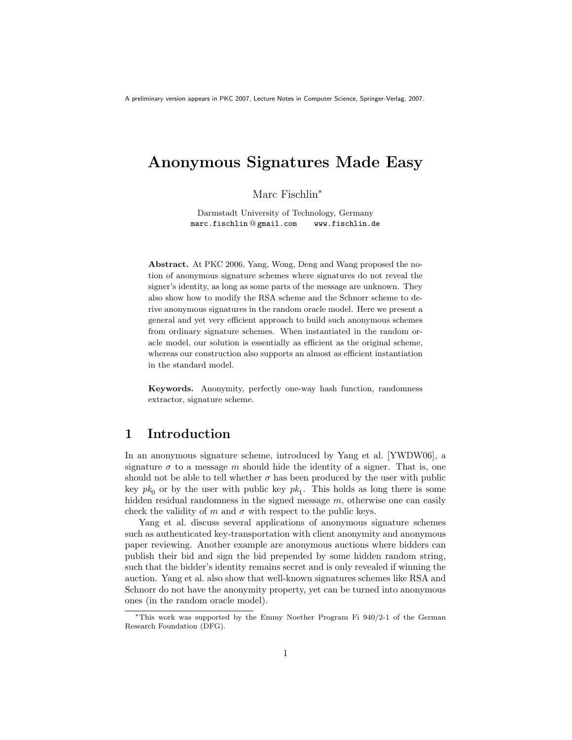A preliminary version appears in PKC 2007, Lecture Notes in Computer Science, Springer-Verlag, 2007.

# Anonymous Signatures Made Easy

Marc Fischlin*

Darmstadt University of Technology, Germany
marc.fischlin@gmail.com www.fischlin.de

**Abstract.** At PKC 2006, Yang, Wong, Deng and Wang proposed the notion of anonymous signature schemes where signatures do not reveal the signer's identity, as long as some parts of the message are unknown. They also show how to modify the RSA scheme and the Schnorr scheme to derive anonymous signatures in the random oracle model. Here we present a general and yet very efficient approach to build such anonymous schemes from ordinary signature schemes. When instantiated in the random oracle model, our solution is essentially as efficient as the original scheme, whereas our construction also supports an almost as efficient instantiation in the standard model.

**Keywords.** Anonymity, perfectly one-way hash function, randomness extractor, signature scheme.

## 1 Introduction

In an anonymous signature scheme, introduced by Yang et al. [YWDW06], a signature $\sigma$ to a message $m$ should hide the identity of a signer. That is, one should not be able to tell whether $\sigma$ has been produced by the user with public key $pk_0$ or by the user with public key $pk_1$. This holds as long there is some hidden residual randomness in the signed message $m$, otherwise one can easily check the validity of $m$ and $\sigma$ with respect to the public keys.

Yang et al. discuss several applications of anonymous signature schemes such as authenticated key-transportation with client anonymity and anonymous paper reviewing. Another example are anonymous auctions where bidders can publish their bid and sign the bid prepended by some hidden random string, such that the bidder's identity remains secret and is only revealed if winning the auction. Yang et al. also show that well-known signatures schemes like RSA and Schnorr do not have the anonymity property, yet can be turned into anonymous ones (in the random oracle model).

*This work was supported by the Emmy Noether Program Fi 940/2-1 of the German Research Foundation (DFG).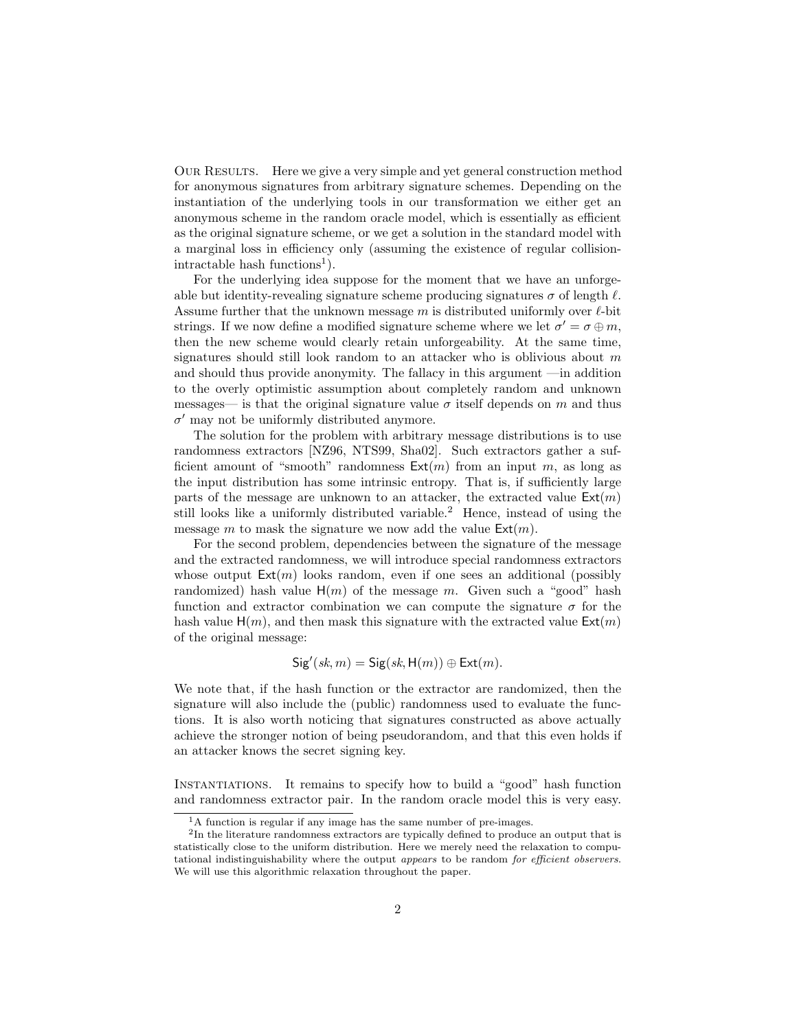**Our Results.** Here we give a very simple and yet general construction method for anonymous signatures from arbitrary signature schemes. Depending on the instantiation of the underlying tools in our transformation we either get an anonymous scheme in the random oracle model, which is essentially as efficient as the original signature scheme, or we get a solution in the standard model with a marginal loss in efficiency only (assuming the existence of regular collision-intractable hash functions[1]).

For the underlying idea suppose for the moment that we have an unforgeable but identity-revealing signature scheme producing signatures $\sigma$ of length $\ell$. Assume further that the unknown message $m$ is distributed uniformly over $\ell$-bit strings. If we now define a modified signature scheme where we let $\sigma' = \sigma \oplus m$, then the new scheme would clearly retain unforgeability. At the same time, signatures should still look random to an attacker who is oblivious about $m$ and should thus provide anonymity. The fallacy in this argument —in addition to the overly optimistic assumption about completely random and unknown messages— is that the original signature value $\sigma$ itself depends on $m$ and thus $\sigma'$ may not be uniformly distributed anymore.

The solution for the problem with arbitrary message distributions is to use randomness extractors [NZ96, NTS99, Sha02]. Such extractors gather a sufficient amount of "smooth" randomness $\mathsf{Ext}(m)$ from an input $m$, as long as the input distribution has some intrinsic entropy. That is, if sufficiently large parts of the message are unknown to an attacker, the extracted value $\mathsf{Ext}(m)$ still looks like a uniformly distributed variable.[2] Hence, instead of using the message $m$ to mask the signature we now add the value $\mathsf{Ext}(m)$.

For the second problem, dependencies between the signature of the message and the extracted randomness, we will introduce special randomness extractors whose output $\mathsf{Ext}(m)$ looks random, even if one sees an additional (possibly randomized) hash value $\mathsf{H}(m)$ of the message $m$. Given such a "good" hash function and extractor combination we can compute the signature $\sigma$ for the hash value $\mathsf{H}(m)$, and then mask this signature with the extracted value $\mathsf{Ext}(m)$ of the original message:

$$\mathsf{Sig}'(sk, m) = \mathsf{Sig}(sk, \mathsf{H}(m)) \oplus \mathsf{Ext}(m).$$

We note that, if the hash function or the extractor are randomized, then the signature will also include the (public) randomness used to evaluate the functions. It is also worth noticing that signatures constructed as above actually achieve the stronger notion of being pseudorandom, and that this even holds if an attacker knows the secret signing key.

**Instantiations.** It remains to specify how to build a "good" hash function and randomness extractor pair. In the random oracle model this is very easy.

[1] A function is regular if any image has the same number of pre-images.

[2] In the literature randomness extractors are typically defined to produce an output that is statistically close to the uniform distribution. Here we merely need the relaxation to computational indistinguishability where the output *appears* to be random *for efficient observers*. We will use this algorithmic relaxation throughout the paper.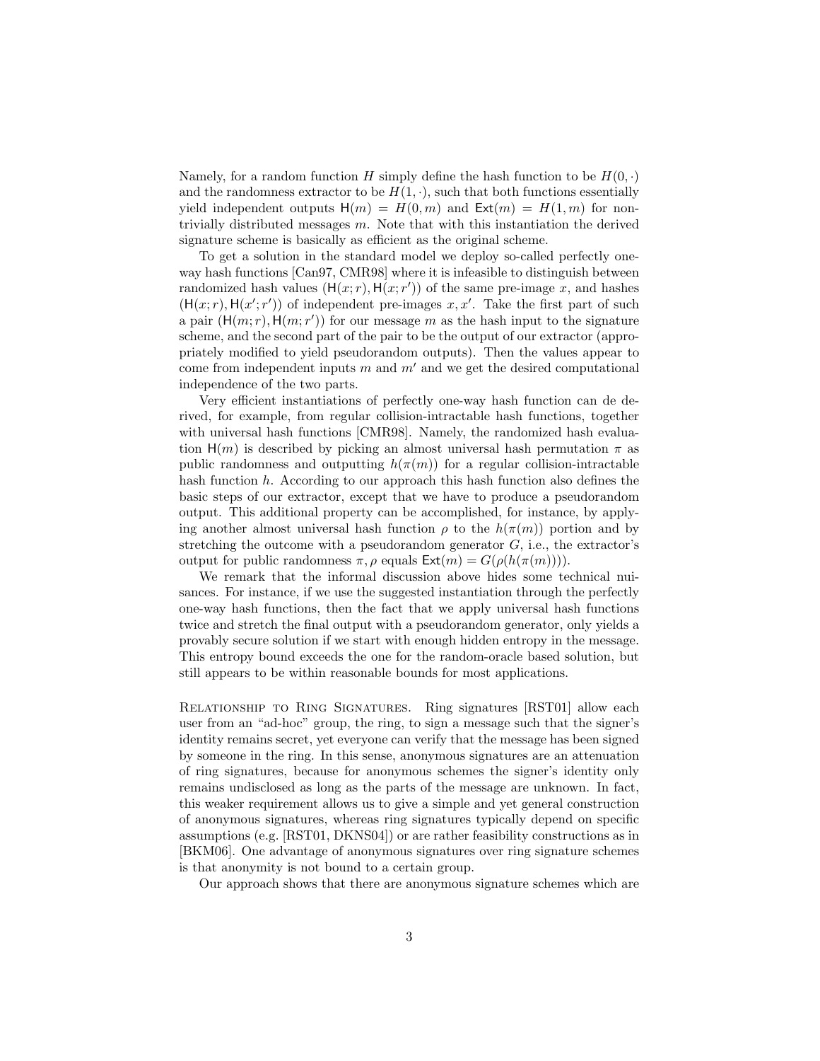Namely, for a random function $H$ simply define the hash function to be $H(0,\cdot)$ and the randomness extractor to be $H(1,\cdot)$, such that both functions essentially yield independent outputs $\mathsf{H}(m) = H(0,m)$ and $\mathsf{Ext}(m) = H(1,m)$ for non-trivially distributed messages $m$. Note that with this instantiation the derived signature scheme is basically as efficient as the original scheme.

To get a solution in the standard model we deploy so-called perfectly one-way hash functions [Can97, CMR98] where it is infeasible to distinguish between randomized hash values $(\mathsf{H}(x;r), \mathsf{H}(x;r'))$ of the same pre-image $x$, and hashes $(\mathsf{H}(x;r), \mathsf{H}(x';r'))$ of independent pre-images $x, x'$. Take the first part of such a pair $(\mathsf{H}(m;r), \mathsf{H}(m;r'))$ for our message $m$ as the hash input to the signature scheme, and the second part of the pair to be the output of our extractor (appropriately modified to yield pseudorandom outputs). Then the values appear to come from independent inputs $m$ and $m'$ and we get the desired computational independence of the two parts.

Very efficient instantiations of perfectly one-way hash function can de derived, for example, from regular collision-intractable hash functions, together with universal hash functions [CMR98]. Namely, the randomized hash evaluation $\mathsf{H}(m)$ is described by picking an almost universal hash permutation $\pi$ as public randomness and outputting $h(\pi(m))$ for a regular collision-intractable hash function $h$. According to our approach this hash function also defines the basic steps of our extractor, except that we have to produce a pseudorandom output. This additional property can be accomplished, for instance, by applying another almost universal hash function $\rho$ to the $h(\pi(m))$ portion and by stretching the outcome with a pseudorandom generator $G$, i.e., the extractor's output for public randomness $\pi, \rho$ equals $\mathsf{Ext}(m) = G(\rho(h(\pi(m))))$.

We remark that the informal discussion above hides some technical nuisances. For instance, if we use the suggested instantiation through the perfectly one-way hash functions, then the fact that we apply universal hash functions twice and stretch the final output with a pseudorandom generator, only yields a provably secure solution if we start with enough hidden entropy in the message. This entropy bound exceeds the one for the random-oracle based solution, but still appears to be within reasonable bounds for most applications.

Relationship to Ring Signatures. Ring signatures [RST01] allow each user from an "ad-hoc" group, the ring, to sign a message such that the signer's identity remains secret, yet everyone can verify that the message has been signed by someone in the ring. In this sense, anonymous signatures are an attenuation of ring signatures, because for anonymous schemes the signer's identity only remains undisclosed as long as the parts of the message are unknown. In fact, this weaker requirement allows us to give a simple and yet general construction of anonymous signatures, whereas ring signatures typically depend on specific assumptions (e.g. [RST01, DKNS04]) or are rather feasibility constructions as in [BKM06]. One advantage of anonymous signatures over ring signature schemes is that anonymity is not bound to a certain group.

Our approach shows that there are anonymous signature schemes which are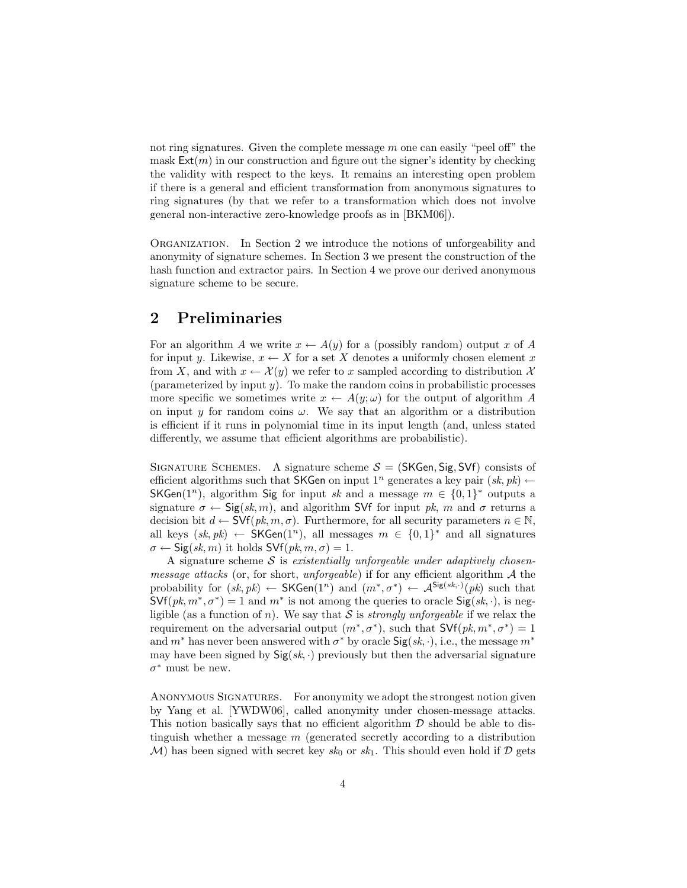not ring signatures. Given the complete message $m$ one can easily "peel off" the mask $\mathsf{Ext}(m)$ in our construction and figure out the signer's identity by checking the validity with respect to the keys. It remains an interesting open problem if there is a general and efficient transformation from anonymous signatures to ring signatures (by that we refer to a transformation which does not involve general non-interactive zero-knowledge proofs as in [BKM06]).

Organization. In Section 2 we introduce the notions of unforgeability and anonymity of signature schemes. In Section 3 we present the construction of the hash function and extractor pairs. In Section 4 we prove our derived anonymous signature scheme to be secure.

## 2 Preliminaries

For an algorithm $A$ we write $x \leftarrow A(y)$ for a (possibly random) output $x$ of $A$ for input $y$. Likewise, $x \leftarrow X$ for a set $X$ denotes a uniformly chosen element $x$ from $X$, and with $x \leftarrow \mathcal{X}(y)$ we refer to $x$ sampled according to distribution $\mathcal{X}$ (parameterized by input $y$). To make the random coins in probabilistic processes more specific we sometimes write $x \leftarrow A(y;\omega)$ for the output of algorithm $A$ on input $y$ for random coins $\omega$. We say that an algorithm or a distribution is efficient if it runs in polynomial time in its input length (and, unless stated differently, we assume that efficient algorithms are probabilistic).

Signature Schemes. A signature scheme $\mathcal{S} = (\mathsf{SKGen}, \mathsf{Sig}, \mathsf{SVf})$ consists of efficient algorithms such that $\mathsf{SKGen}$ on input $1^n$ generates a key pair $(sk, pk) \leftarrow \mathsf{SKGen}(1^n)$, algorithm $\mathsf{Sig}$ for input $sk$ and a message $m \in \{0,1\}^*$ outputs a signature $\sigma \leftarrow \mathsf{Sig}(sk, m)$, and algorithm $\mathsf{SVf}$ for input $pk$, $m$ and $\sigma$ returns a decision bit $d \leftarrow \mathsf{SVf}(pk, m, \sigma)$. Furthermore, for all security parameters $n \in \mathbb{N}$, all keys $(sk, pk) \leftarrow \mathsf{SKGen}(1^n)$, all messages $m \in \{0,1\}^*$ and all signatures $\sigma \leftarrow \mathsf{Sig}(sk, m)$ it holds $\mathsf{SVf}(pk, m, \sigma) = 1$.

A signature scheme $\mathcal{S}$ is *existentially unforgeable under adaptively chosen-message attacks* (or, for short, *unforgeable*) if for any efficient algorithm $\mathcal{A}$ the probability for $(sk, pk) \leftarrow \mathsf{SKGen}(1^n)$ and $(m^*, \sigma^*) \leftarrow \mathcal{A}^{\mathsf{Sig}(sk,\cdot)}(pk)$ such that $\mathsf{SVf}(pk, m^*, \sigma^*) = 1$ and $m^*$ is not among the queries to oracle $\mathsf{Sig}(sk, \cdot)$, is negligible (as a function of $n$). We say that $\mathcal{S}$ is *strongly unforgeable* if we relax the requirement on the adversarial output $(m^*, \sigma^*)$, such that $\mathsf{SVf}(pk, m^*, \sigma^*) = 1$ and $m^*$ has never been answered with $\sigma^*$ by oracle $\mathsf{Sig}(sk, \cdot)$, i.e., the message $m^*$ may have been signed by $\mathsf{Sig}(sk, \cdot)$ previously but then the adversarial signature $\sigma^*$ must be new.

Anonymous Signatures. For anonymity we adopt the strongest notion given by Yang et al. [YWDW06], called anonymity under chosen-message attacks. This notion basically says that no efficient algorithm $\mathcal{D}$ should be able to distinguish whether a message $m$ (generated secretly according to a distribution $\mathcal{M}$) has been signed with secret key $sk_0$ or $sk_1$. This should even hold if $\mathcal{D}$ gets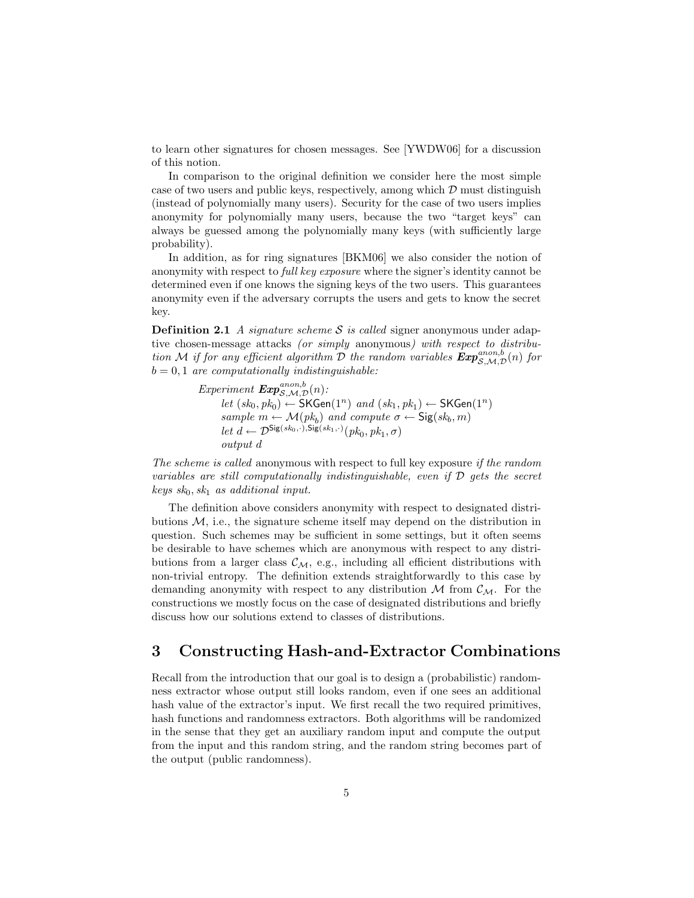to learn other signatures for chosen messages. See [YWDW06] for a discussion of this notion.

In comparison to the original definition we consider here the most simple case of two users and public keys, respectively, among which $\mathcal{D}$ must distinguish (instead of polynomially many users). Security for the case of two users implies anonymity for polynomially many users, because the two "target keys" can always be guessed among the polynomially many keys (with sufficiently large probability).

In addition, as for ring signatures [BKM06] we also consider the notion of anonymity with respect to *full key exposure* where the signer's identity cannot be determined even if one knows the signing keys of the two users. This guarantees anonymity even if the adversary corrupts the users and gets to know the secret key.

**Definition 2.1** *A signature scheme $\mathcal{S}$ is called* signer anonymous under adaptive chosen-message attacks *(or simply* anonymous*) with respect to distribution $\mathcal{M}$ if for any efficient algorithm $\mathcal{D}$ the random variables $\boldsymbol{Exp}^{anon,b}_{\mathcal{S},\mathcal{M},\mathcal{D}}(n)$ for $b = 0, 1$ are computationally indistinguishable:*

> *Experiment* $\boldsymbol{Exp}^{anon,b}_{\mathcal{S},\mathcal{M},\mathcal{D}}(n)$*:*
> *let* $(sk_0, pk_0) \leftarrow \mathsf{SKGen}(1^n)$ *and* $(sk_1, pk_1) \leftarrow \mathsf{SKGen}(1^n)$
> *sample* $m \leftarrow \mathcal{M}(pk_b)$ *and compute* $\sigma \leftarrow \mathsf{Sig}(sk_b, m)$
> *let* $d \leftarrow \mathcal{D}^{\mathsf{Sig}(sk_0,\cdot),\mathsf{Sig}(sk_1,\cdot)}(pk_0, pk_1, \sigma)$
> *output* $d$

*The scheme is called* anonymous with respect to full key exposure *if the random variables are still computationally indistinguishable, even if $\mathcal{D}$ gets the secret keys $sk_0, sk_1$ as additional input.*

The definition above considers anonymity with respect to designated distributions $\mathcal{M}$, i.e., the signature scheme itself may depend on the distribution in question. Such schemes may be sufficient in some settings, but it often seems be desirable to have schemes which are anonymous with respect to any distributions from a larger class $\mathcal{C}_{\mathcal{M}}$, e.g., including all efficient distributions with non-trivial entropy. The definition extends straightforwardly to this case by demanding anonymity with respect to any distribution $\mathcal{M}$ from $\mathcal{C}_{\mathcal{M}}$. For the constructions we mostly focus on the case of designated distributions and briefly discuss how our solutions extend to classes of distributions.

# 3 Constructing Hash-and-Extractor Combinations

Recall from the introduction that our goal is to design a (probabilistic) randomness extractor whose output still looks random, even if one sees an additional hash value of the extractor's input. We first recall the two required primitives, hash functions and randomness extractors. Both algorithms will be randomized in the sense that they get an auxiliary random input and compute the output from the input and this random string, and the random string becomes part of the output (public randomness).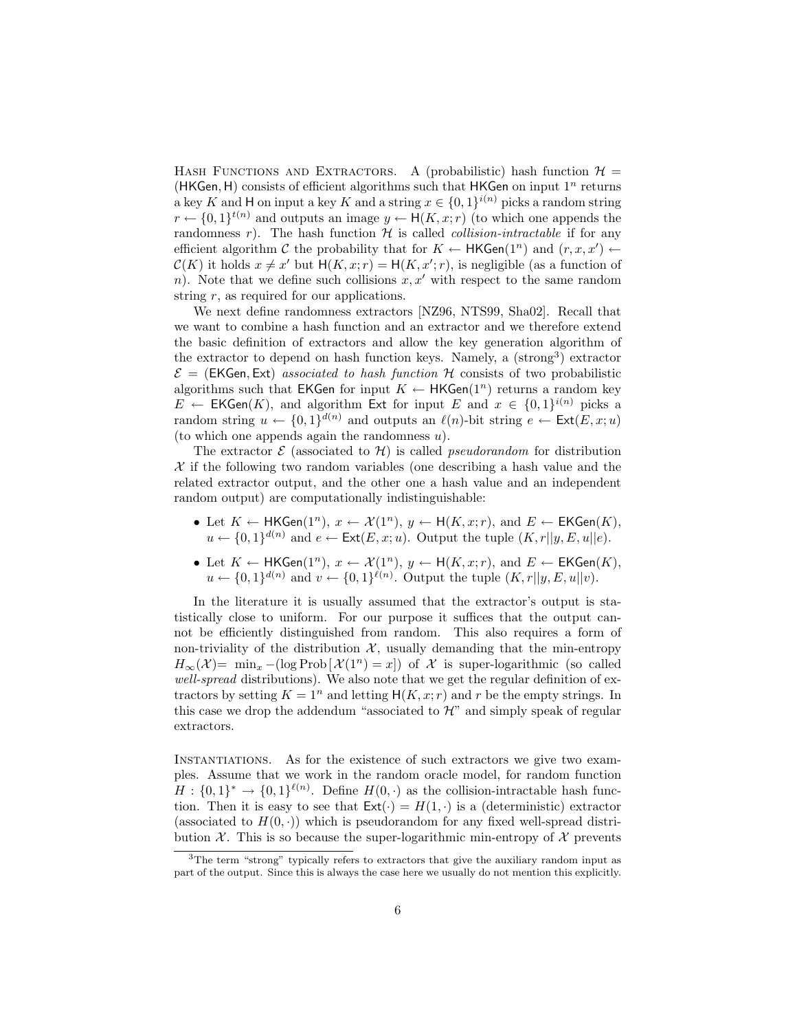**Hash Functions and Extractors.** A (probabilistic) hash function $\mathcal{H} = (\mathsf{HKGen}, \mathsf{H})$ consists of efficient algorithms such that $\mathsf{HKGen}$ on input $1^n$ returns a key $K$ and $\mathsf{H}$ on input a key $K$ and a string $x \in \{0,1\}^{i(n)}$ picks a random string $r \leftarrow \{0,1\}^{t(n)}$ and outputs an image $y \leftarrow \mathsf{H}(K, x; r)$ (to which one appends the randomness $r$). The hash function $\mathcal{H}$ is called *collision-intractable* if for any efficient algorithm $\mathcal{C}$ the probability that for $K \leftarrow \mathsf{HKGen}(1^n)$ and $(r, x, x') \leftarrow \mathcal{C}(K)$ it holds $x \neq x'$ but $\mathsf{H}(K, x; r) = \mathsf{H}(K, x'; r)$, is negligible (as a function of $n$). Note that we define such collisions $x, x'$ with respect to the same random string $r$, as required for our applications.

We next define randomness extractors [NZ96, NTS99, Sha02]. Recall that we want to combine a hash function and an extractor and we therefore extend the basic definition of extractors and allow the key generation algorithm of the extractor to depend on hash function keys. Namely, a (strong[3]) extractor $\mathcal{E} = (\mathsf{EKGen}, \mathsf{Ext})$ *associated to hash function* $\mathcal{H}$ consists of two probabilistic algorithms such that $\mathsf{EKGen}$ for input $K \leftarrow \mathsf{HKGen}(1^n)$ returns a random key $E \leftarrow \mathsf{EKGen}(K)$, and algorithm $\mathsf{Ext}$ for input $E$ and $x \in \{0,1\}^{i(n)}$ picks a random string $u \leftarrow \{0,1\}^{d(n)}$ and outputs an $\ell(n)$-bit string $e \leftarrow \mathsf{Ext}(E, x; u)$ (to which one appends again the randomness $u$).

The extractor $\mathcal{E}$ (associated to $\mathcal{H}$) is called *pseudorandom* for distribution $\mathcal{X}$ if the following two random variables (one describing a hash value and the related extractor output, and the other one a hash value and an independent random output) are computationally indistinguishable:

- Let $K \leftarrow \mathsf{HKGen}(1^n)$, $x \leftarrow \mathcal{X}(1^n)$, $y \leftarrow \mathsf{H}(K, x; r)$, and $E \leftarrow \mathsf{EKGen}(K)$, $u \leftarrow \{0,1\}^{d(n)}$ and $e \leftarrow \mathsf{Ext}(E, x; u)$. Output the tuple $(K, r||y, E, u||e)$.
- Let $K \leftarrow \mathsf{HKGen}(1^n)$, $x \leftarrow \mathcal{X}(1^n)$, $y \leftarrow \mathsf{H}(K, x; r)$, and $E \leftarrow \mathsf{EKGen}(K)$, $u \leftarrow \{0,1\}^{d(n)}$ and $v \leftarrow \{0,1\}^{\ell(n)}$. Output the tuple $(K, r||y, E, u||v)$.

In the literature it is usually assumed that the extractor's output is statistically close to uniform. For our purpose it suffices that the output cannot be efficiently distinguished from random. This also requires a form of non-triviality of the distribution $\mathcal{X}$, usually demanding that the min-entropy $H_\infty(\mathcal{X}) = \min_x -(\log \operatorname{Prob}[\mathcal{X}(1^n) = x])$ of $\mathcal{X}$ is super-logarithmic (so called *well-spread* distributions). We also note that we get the regular definition of extractors by setting $K = 1^n$ and letting $\mathsf{H}(K, x; r)$ and $r$ be the empty strings. In this case we drop the addendum "associated to $\mathcal{H}$" and simply speak of regular extractors.

**Instantiations.** As for the existence of such extractors we give two examples. Assume that we work in the random oracle model, for random function $H : \{0,1\}^* \to \{0,1\}^{\ell(n)}$. Define $H(0, \cdot)$ as the collision-intractable hash function. Then it is easy to see that $\mathsf{Ext}(\cdot) = H(1, \cdot)$ is a (deterministic) extractor (associated to $H(0, \cdot)$) which is pseudorandom for any fixed well-spread distribution $\mathcal{X}$. This is so because the super-logarithmic min-entropy of $\mathcal{X}$ prevents

[3] The term "strong" typically refers to extractors that give the auxiliary random input as part of the output. Since this is always the case here we usually do not mention this explicitly.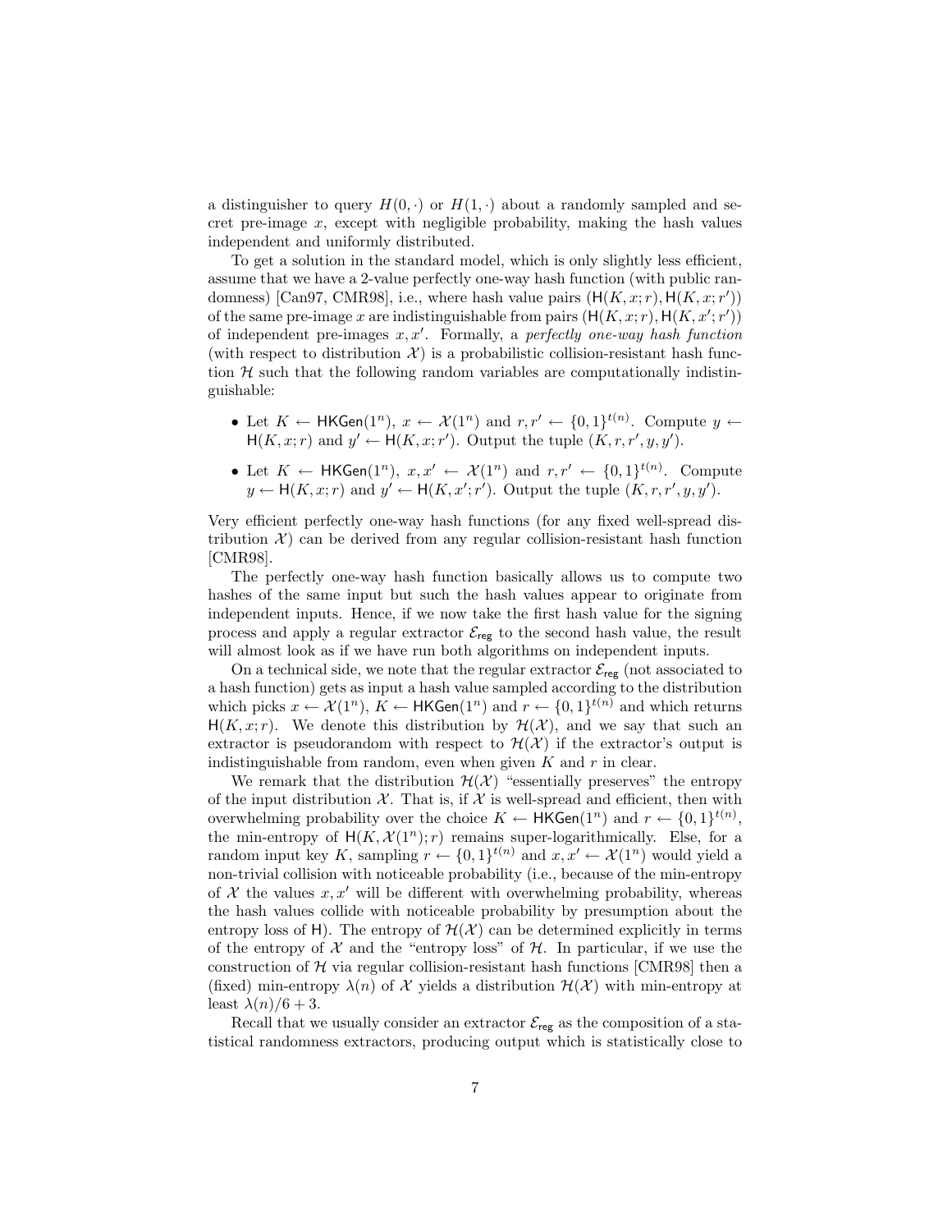a distinguisher to query $H(0,\cdot)$ or $H(1,\cdot)$ about a randomly sampled and secret pre-image $x$, except with negligible probability, making the hash values independent and uniformly distributed.

To get a solution in the standard model, which is only slightly less efficient, assume that we have a 2-value perfectly one-way hash function (with public randomness) [Can97, CMR98], i.e., where hash value pairs $(\mathsf{H}(K,x;r),\mathsf{H}(K,x;r'))$ of the same pre-image $x$ are indistinguishable from pairs $(\mathsf{H}(K,x;r),\mathsf{H}(K,x';r'))$ of independent pre-images $x,x'$. Formally, a *perfectly one-way hash function* (with respect to distribution $\mathcal{X}$) is a probabilistic collision-resistant hash function $\mathcal{H}$ such that the following random variables are computationally indistinguishable:

- Let $K \leftarrow \mathsf{HKGen}(1^n)$, $x \leftarrow \mathcal{X}(1^n)$ and $r,r' \leftarrow \{0,1\}^{t(n)}$. Compute $y \leftarrow \mathsf{H}(K,x;r)$ and $y' \leftarrow \mathsf{H}(K,x;r')$. Output the tuple $(K,r,r',y,y')$.
- Let $K \leftarrow \mathsf{HKGen}(1^n)$, $x,x' \leftarrow \mathcal{X}(1^n)$ and $r,r' \leftarrow \{0,1\}^{t(n)}$. Compute $y \leftarrow \mathsf{H}(K,x;r)$ and $y' \leftarrow \mathsf{H}(K,x';r')$. Output the tuple $(K,r,r',y,y')$.

Very efficient perfectly one-way hash functions (for any fixed well-spread distribution $\mathcal{X}$) can be derived from any regular collision-resistant hash function [CMR98].

The perfectly one-way hash function basically allows us to compute two hashes of the same input but such the hash values appear to originate from independent inputs. Hence, if we now take the first hash value for the signing process and apply a regular extractor $\mathcal{E}_{\mathsf{reg}}$ to the second hash value, the result will almost look as if we have run both algorithms on independent inputs.

On a technical side, we note that the regular extractor $\mathcal{E}_{\mathsf{reg}}$ (not associated to a hash function) gets as input a hash value sampled according to the distribution which picks $x \leftarrow \mathcal{X}(1^n)$, $K \leftarrow \mathsf{HKGen}(1^n)$ and $r \leftarrow \{0,1\}^{t(n)}$ and which returns $\mathsf{H}(K,x;r)$. We denote this distribution by $\mathcal{H}(\mathcal{X})$, and we say that such an extractor is pseudorandom with respect to $\mathcal{H}(\mathcal{X})$ if the extractor's output is indistinguishable from random, even when given $K$ and $r$ in clear.

We remark that the distribution $\mathcal{H}(\mathcal{X})$ "essentially preserves" the entropy of the input distribution $\mathcal{X}$. That is, if $\mathcal{X}$ is well-spread and efficient, then with overwhelming probability over the choice $K \leftarrow \mathsf{HKGen}(1^n)$ and $r \leftarrow \{0,1\}^{t(n)}$, the min-entropy of $\mathsf{H}(K,\mathcal{X}(1^n);r)$ remains super-logarithmically. Else, for a random input key $K$, sampling $r \leftarrow \{0,1\}^{t(n)}$ and $x,x' \leftarrow \mathcal{X}(1^n)$ would yield a non-trivial collision with noticeable probability (i.e., because of the min-entropy of $\mathcal{X}$ the values $x,x'$ will be different with overwhelming probability, whereas the hash values collide with noticeable probability by presumption about the entropy loss of $\mathsf{H}$). The entropy of $\mathcal{H}(\mathcal{X})$ can be determined explicitly in terms of the entropy of $\mathcal{X}$ and the "entropy loss" of $\mathcal{H}$. In particular, if we use the construction of $\mathcal{H}$ via regular collision-resistant hash functions [CMR98] then a (fixed) min-entropy $\lambda(n)$ of $\mathcal{X}$ yields a distribution $\mathcal{H}(\mathcal{X})$ with min-entropy at least $\lambda(n)/6+3$.

Recall that we usually consider an extractor $\mathcal{E}_{\mathsf{reg}}$ as the composition of a statistical randomness extractors, producing output which is statistically close to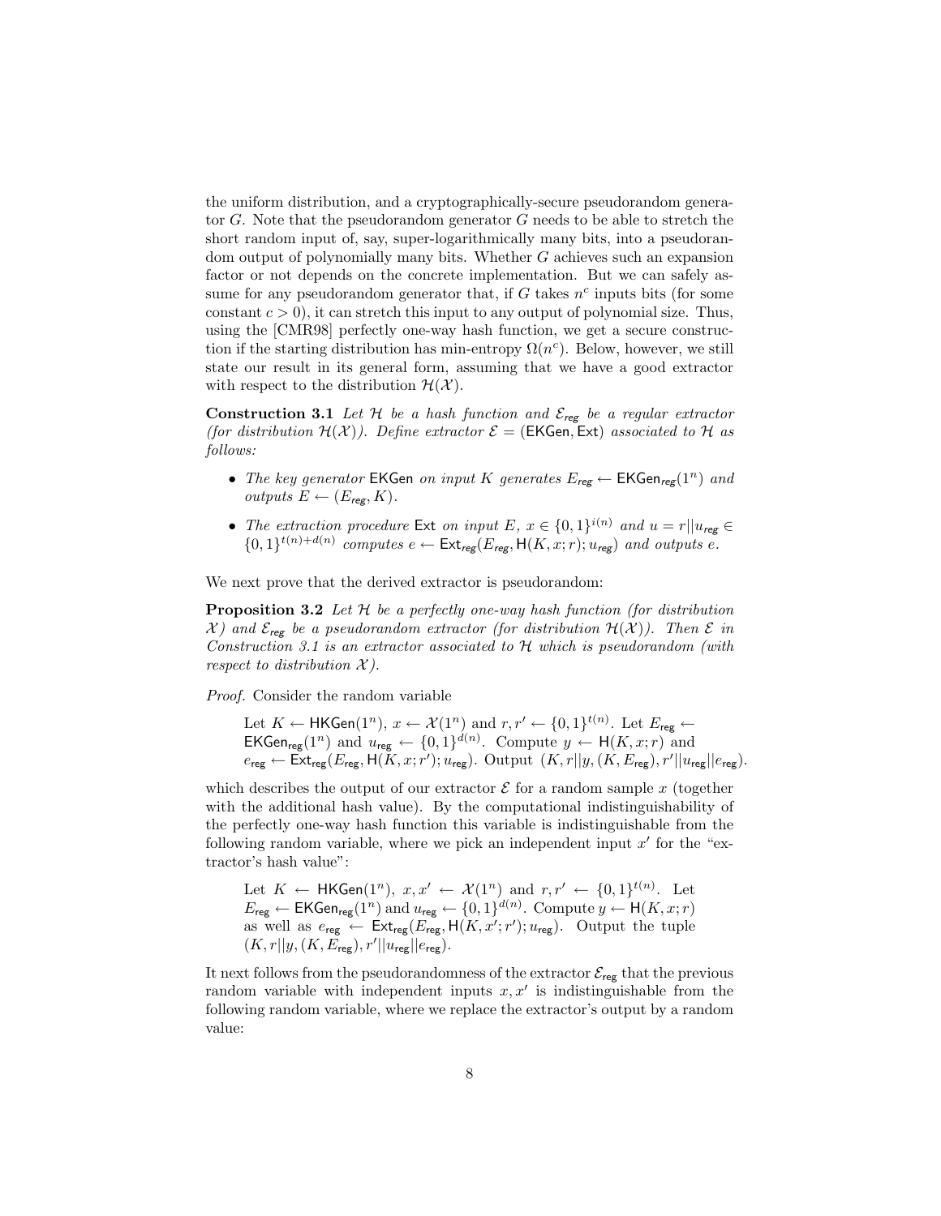the uniform distribution, and a cryptographically-secure pseudorandom generator $G$. Note that the pseudorandom generator $G$ needs to be able to stretch the short random input of, say, super-logarithmically many bits, into a pseudorandom output of polynomially many bits. Whether $G$ achieves such an expansion factor or not depends on the concrete implementation. But we can safely assume for any pseudorandom generator that, if $G$ takes $n^c$ inputs bits (for some constant $c > 0$), it can stretch this input to any output of polynomial size. Thus, using the [CMR98] perfectly one-way hash function, we get a secure construction if the starting distribution has min-entropy $\Omega(n^c)$. Below, however, we still state our result in its general form, assuming that we have a good extractor with respect to the distribution $\mathcal{H}(\mathcal{X})$.

**Construction 3.1** *Let $\mathcal{H}$ be a hash function and $\mathcal{E}_{reg}$ be a regular extractor (for distribution $\mathcal{H}(\mathcal{X})$). Define extractor $\mathcal{E} = (\mathsf{EKGen}, \mathsf{Ext})$ associated to $\mathcal{H}$ as follows:*

- *The key generator $\mathsf{EKGen}$ on input $K$ generates $E_{reg} \leftarrow \mathsf{EKGen}_{reg}(1^n)$ and outputs $E \leftarrow (E_{reg}, K)$.*
- *The extraction procedure $\mathsf{Ext}$ on input $E$, $x \in \{0,1\}^{i(n)}$ and $u = r||u_{reg} \in \{0,1\}^{t(n)+d(n)}$ computes $e \leftarrow \mathsf{Ext}_{reg}(E_{reg}, \mathsf{H}(K, x; r); u_{reg})$ and outputs $e$.*

We next prove that the derived extractor is pseudorandom:

**Proposition 3.2** *Let $\mathcal{H}$ be a perfectly one-way hash function (for distribution $\mathcal{X}$) and $\mathcal{E}_{reg}$ be a pseudorandom extractor (for distribution $\mathcal{H}(\mathcal{X})$). Then $\mathcal{E}$ in Construction 3.1 is an extractor associated to $\mathcal{H}$ which is pseudorandom (with respect to distribution $\mathcal{X}$).*

*Proof.* Consider the random variable

> Let $K \leftarrow \mathsf{HKGen}(1^n)$, $x \leftarrow \mathcal{X}(1^n)$ and $r, r' \leftarrow \{0,1\}^{t(n)}$. Let $E_{\mathsf{reg}} \leftarrow \mathsf{EKGen}_{\mathsf{reg}}(1^n)$ and $u_{\mathsf{reg}} \leftarrow \{0,1\}^{d(n)}$. Compute $y \leftarrow \mathsf{H}(K, x; r)$ and $e_{\mathsf{reg}} \leftarrow \mathsf{Ext}_{\mathsf{reg}}(E_{\mathsf{reg}}, \mathsf{H}(K, x; r'); u_{\mathsf{reg}})$. Output $(K, r||y, (K, E_{\mathsf{reg}}), r'||u_{\mathsf{reg}}||e_{\mathsf{reg}})$.

which describes the output of our extractor $\mathcal{E}$ for a random sample $x$ (together with the additional hash value). By the computational indistinguishability of the perfectly one-way hash function this variable is indistinguishable from the following random variable, where we pick an independent input $x'$ for the "extractor's hash value":

> Let $K \leftarrow \mathsf{HKGen}(1^n)$, $x, x' \leftarrow \mathcal{X}(1^n)$ and $r, r' \leftarrow \{0,1\}^{t(n)}$. Let $E_{\mathsf{reg}} \leftarrow \mathsf{EKGen}_{\mathsf{reg}}(1^n)$ and $u_{\mathsf{reg}} \leftarrow \{0,1\}^{d(n)}$. Compute $y \leftarrow \mathsf{H}(K, x; r)$ as well as $e_{\mathsf{reg}} \leftarrow \mathsf{Ext}_{\mathsf{reg}}(E_{\mathsf{reg}}, \mathsf{H}(K, x'; r'); u_{\mathsf{reg}})$. Output the tuple $(K, r||y, (K, E_{\mathsf{reg}}), r'||u_{\mathsf{reg}}||e_{\mathsf{reg}})$.

It next follows from the pseudorandomness of the extractor $\mathcal{E}_{\mathsf{reg}}$ that the previous random variable with independent inputs $x, x'$ is indistinguishable from the following random variable, where we replace the extractor's output by a random value: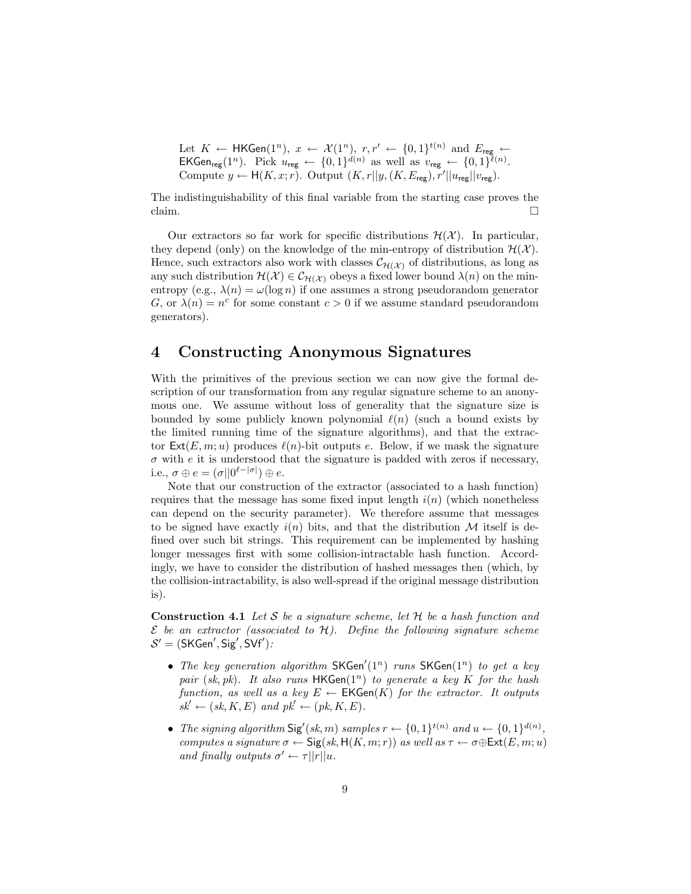Let $K \leftarrow \mathsf{HKGen}(1^n)$, $x \leftarrow \mathcal{X}(1^n)$, $r, r' \leftarrow \{0,1\}^{t(n)}$ and $E_{\mathsf{reg}} \leftarrow \mathsf{EKGen}_{\mathsf{reg}}(1^n)$. Pick $u_{\mathsf{reg}} \leftarrow \{0,1\}^{d(n)}$ as well as $v_{\mathsf{reg}} \leftarrow \{0,1\}^{\ell(n)}$. Compute $y \leftarrow \mathsf{H}(K, x; r)$. Output $(K, r||y, (K, E_{\mathsf{reg}}), r'||u_{\mathsf{reg}}||v_{\mathsf{reg}})$.

The indistinguishability of this final variable from the starting case proves the claim. □

Our extractors so far work for specific distributions $\mathcal{H}(\mathcal{X})$. In particular, they depend (only) on the knowledge of the min-entropy of distribution $\mathcal{H}(\mathcal{X})$. Hence, such extractors also work with classes $\mathcal{C}_{\mathcal{H}(\mathcal{X})}$ of distributions, as long as any such distribution $\mathcal{H}(\mathcal{X}) \in \mathcal{C}_{\mathcal{H}(\mathcal{X})}$ obeys a fixed lower bound $\lambda(n)$ on the min-entropy (e.g., $\lambda(n) = \omega(\log n)$ if one assumes a strong pseudorandom generator $G$, or $\lambda(n) = n^c$ for some constant $c > 0$ if we assume standard pseudorandom generators).

# 4 Constructing Anonymous Signatures

With the primitives of the previous section we can now give the formal description of our transformation from any regular signature scheme to an anonymous one. We assume without loss of generality that the signature size is bounded by some publicly known polynomial $\ell(n)$ (such a bound exists by the limited running time of the signature algorithms), and that the extractor $\mathsf{Ext}(E, m; u)$ produces $\ell(n)$-bit outputs $e$. Below, if we mask the signature $\sigma$ with $e$ it is understood that the signature is padded with zeros if necessary, i.e., $\sigma \oplus e = (\sigma||0^{\ell - |\sigma|}) \oplus e$.

Note that our construction of the extractor (associated to a hash function) requires that the message has some fixed input length $i(n)$ (which nonetheless can depend on the security parameter). We therefore assume that messages to be signed have exactly $i(n)$ bits, and that the distribution $\mathcal{M}$ itself is defined over such bit strings. This requirement can be implemented by hashing longer messages first with some collision-intractable hash function. Accordingly, we have to consider the distribution of hashed messages then (which, by the collision-intractability, is also well-spread if the original message distribution is).

**Construction 4.1** *Let $\mathcal{S}$ be a signature scheme, let $\mathcal{H}$ be a hash function and $\mathcal{E}$ be an extractor (associated to $\mathcal{H}$). Define the following signature scheme $\mathcal{S}' = (\mathsf{SKGen}', \mathsf{Sig}', \mathsf{SVf}')$:*

- *The key generation algorithm $\mathsf{SKGen}'(1^n)$ runs $\mathsf{SKGen}(1^n)$ to get a key pair $(sk, pk)$. It also runs $\mathsf{HKGen}(1^n)$ to generate a key $K$ for the hash function, as well as a key $E \leftarrow \mathsf{EKGen}(K)$ for the extractor. It outputs $sk' \leftarrow (sk, K, E)$ and $pk' \leftarrow (pk, K, E)$.*
- *The signing algorithm $\mathsf{Sig}'(sk, m)$ samples $r \leftarrow \{0,1\}^{t(n)}$ and $u \leftarrow \{0,1\}^{d(n)}$, computes a signature $\sigma \leftarrow \mathsf{Sig}(sk, \mathsf{H}(K, m; r))$ as well as $\tau \leftarrow \sigma \oplus \mathsf{Ext}(E, m; u)$ and finally outputs $\sigma' \leftarrow \tau||r||u$.*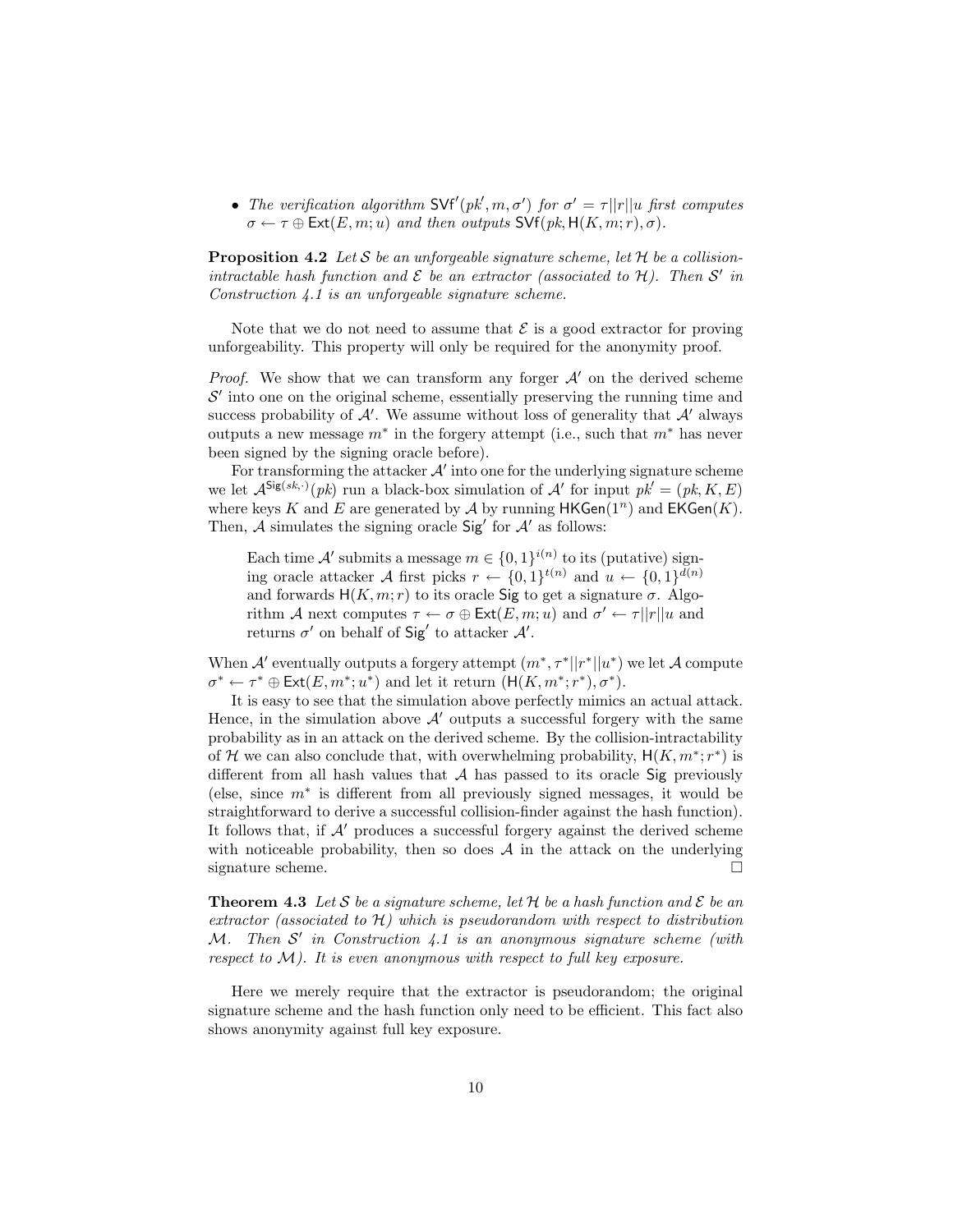- *The verification algorithm* $\mathsf{SVf}'(pk', m, \sigma')$ *for* $\sigma' = \tau || r || u$ *first computes* $\sigma \leftarrow \tau \oplus \mathsf{Ext}(E, m; u)$ *and then outputs* $\mathsf{SVf}(pk, \mathsf{H}(K, m; r), \sigma)$.

**Proposition 4.2** *Let* $\mathcal{S}$ *be an unforgeable signature scheme, let* $\mathcal{H}$ *be a collision-intractable hash function and* $\mathcal{E}$ *be an extractor (associated to* $\mathcal{H}$*). Then* $\mathcal{S}'$ *in Construction 4.1 is an unforgeable signature scheme.*

Note that we do not need to assume that $\mathcal{E}$ is a good extractor for proving unforgeability. This property will only be required for the anonymity proof.

*Proof.* We show that we can transform any forger $\mathcal{A}'$ on the derived scheme $\mathcal{S}'$ into one on the original scheme, essentially preserving the running time and success probability of $\mathcal{A}'$. We assume without loss of generality that $\mathcal{A}'$ always outputs a new message $m^*$ in the forgery attempt (i.e., such that $m^*$ has never been signed by the signing oracle before).

For transforming the attacker $\mathcal{A}'$ into one for the underlying signature scheme we let $\mathcal{A}^{\mathsf{Sig}(sk,\cdot)}(pk)$ run a black-box simulation of $\mathcal{A}'$ for input $pk' = (pk, K, E)$ where keys $K$ and $E$ are generated by $\mathcal{A}$ by running $\mathsf{HKGen}(1^n)$ and $\mathsf{EKGen}(K)$. Then, $\mathcal{A}$ simulates the signing oracle $\mathsf{Sig}'$ for $\mathcal{A}'$ as follows:

> Each time $\mathcal{A}'$ submits a message $m \in \{0,1\}^{i(n)}$ to its (putative) signing oracle attacker $\mathcal{A}$ first picks $r \leftarrow \{0,1\}^{t(n)}$ and $u \leftarrow \{0,1\}^{d(n)}$ and forwards $\mathsf{H}(K, m; r)$ to its oracle $\mathsf{Sig}$ to get a signature $\sigma$. Algorithm $\mathcal{A}$ next computes $\tau \leftarrow \sigma \oplus \mathsf{Ext}(E, m; u)$ and $\sigma' \leftarrow \tau || r || u$ and returns $\sigma'$ on behalf of $\mathsf{Sig}'$ to attacker $\mathcal{A}'$.

When $\mathcal{A}'$ eventually outputs a forgery attempt $(m^*, \tau^* || r^* || u^*)$ we let $\mathcal{A}$ compute $\sigma^* \leftarrow \tau^* \oplus \mathsf{Ext}(E, m^*; u^*)$ and let it return $(\mathsf{H}(K, m^*; r^*), \sigma^*)$.

It is easy to see that the simulation above perfectly mimics an actual attack. Hence, in the simulation above $\mathcal{A}'$ outputs a successful forgery with the same probability as in an attack on the derived scheme. By the collision-intractability of $\mathcal{H}$ we can also conclude that, with overwhelming probability, $\mathsf{H}(K, m^*; r^*)$ is different from all hash values that $\mathcal{A}$ has passed to its oracle $\mathsf{Sig}$ previously (else, since $m^*$ is different from all previously signed messages, it would be straightforward to derive a successful collision-finder against the hash function). It follows that, if $\mathcal{A}'$ produces a successful forgery against the derived scheme with noticeable probability, then so does $\mathcal{A}$ in the attack on the underlying signature scheme. □

**Theorem 4.3** *Let* $\mathcal{S}$ *be a signature scheme, let* $\mathcal{H}$ *be a hash function and* $\mathcal{E}$ *be an extractor (associated to* $\mathcal{H}$*) which is pseudorandom with respect to distribution* $\mathcal{M}$*. Then* $\mathcal{S}'$ *in Construction 4.1 is an anonymous signature scheme (with respect to* $\mathcal{M}$*). It is even anonymous with respect to full key exposure.*

Here we merely require that the extractor is pseudorandom; the original signature scheme and the hash function only need to be efficient. This fact also shows anonymity against full key exposure.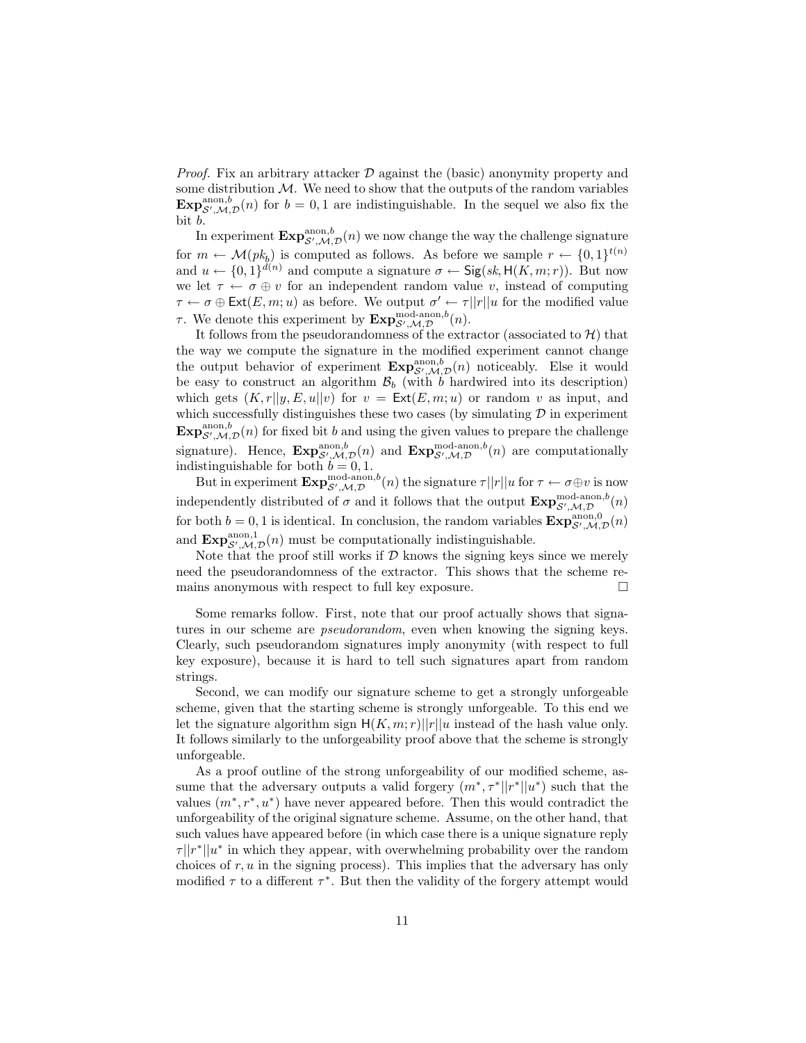*Proof.* Fix an arbitrary attacker $\mathcal{D}$ against the (basic) anonymity property and some distribution $\mathcal{M}$. We need to show that the outputs of the random variables $\mathbf{Exp}^{\mathrm{anon},b}_{\mathcal{S}',\mathcal{M},\mathcal{D}}(n)$ for $b = 0, 1$ are indistinguishable. In the sequel we also fix the bit $b$.

In experiment $\mathbf{Exp}^{\mathrm{anon},b}_{\mathcal{S}',\mathcal{M},\mathcal{D}}(n)$ we now change the way the challenge signature for $m \leftarrow \mathcal{M}(pk_b)$ is computed as follows. As before we sample $r \leftarrow \{0,1\}^{t(n)}$ and $u \leftarrow \{0,1\}^{d(n)}$ and compute a signature $\sigma \leftarrow \mathsf{Sig}(sk, \mathsf{H}(K, m; r))$. But now we let $\tau \leftarrow \sigma \oplus v$ for an independent random value $v$, instead of computing $\tau \leftarrow \sigma \oplus \mathsf{Ext}(E, m; u)$ as before. We output $\sigma' \leftarrow \tau||r||u$ for the modified value $\tau$. We denote this experiment by $\mathbf{Exp}^{\mathrm{mod\text{-}anon},b}_{\mathcal{S}',\mathcal{M},\mathcal{D}}(n)$.

It follows from the pseudorandomness of the extractor (associated to $\mathcal{H}$) that the way we compute the signature in the modified experiment cannot change the output behavior of experiment $\mathbf{Exp}^{\mathrm{anon},b}_{\mathcal{S}',\mathcal{M},\mathcal{D}}(n)$ noticeably. Else it would be easy to construct an algorithm $\mathcal{B}_b$ (with $b$ hardwired into its description) which gets $(K, r||y, E, u||v)$ for $v = \mathsf{Ext}(E, m; u)$ or random $v$ as input, and which successfully distinguishes these two cases (by simulating $\mathcal{D}$ in experiment $\mathbf{Exp}^{\mathrm{anon},b}_{\mathcal{S}',\mathcal{M},\mathcal{D}}(n)$ for fixed bit $b$ and using the given values to prepare the challenge signature). Hence, $\mathbf{Exp}^{\mathrm{anon},b}_{\mathcal{S}',\mathcal{M},\mathcal{D}}(n)$ and $\mathbf{Exp}^{\mathrm{mod\text{-}anon},b}_{\mathcal{S}',\mathcal{M},\mathcal{D}}(n)$ are computationally indistinguishable for both $b = 0, 1$.

But in experiment $\mathbf{Exp}^{\mathrm{mod\text{-}anon},b}_{\mathcal{S}',\mathcal{M},\mathcal{D}}(n)$ the signature $\tau||r||u$ for $\tau \leftarrow \sigma \oplus v$ is now independently distributed of $\sigma$ and it follows that the output $\mathbf{Exp}^{\mathrm{mod\text{-}anon},b}_{\mathcal{S}',\mathcal{M},\mathcal{D}}(n)$ for both $b = 0, 1$ is identical. In conclusion, the random variables $\mathbf{Exp}^{\mathrm{anon},0}_{\mathcal{S}',\mathcal{M},\mathcal{D}}(n)$ and $\mathbf{Exp}^{\mathrm{anon},1}_{\mathcal{S}',\mathcal{M},\mathcal{D}}(n)$ must be computationally indistinguishable.

Note that the proof still works if $\mathcal{D}$ knows the signing keys since we merely need the pseudorandomness of the extractor. This shows that the scheme remains anonymous with respect to full key exposure. □

Some remarks follow. First, note that our proof actually shows that signatures in our scheme are *pseudorandom*, even when knowing the signing keys. Clearly, such pseudorandom signatures imply anonymity (with respect to full key exposure), because it is hard to tell such signatures apart from random strings.

Second, we can modify our signature scheme to get a strongly unforgeable scheme, given that the starting scheme is strongly unforgeable. To this end we let the signature algorithm sign $\mathsf{H}(K, m; r)||r||u$ instead of the hash value only. It follows similarly to the unforgeability proof above that the scheme is strongly unforgeable.

As a proof outline of the strong unforgeability of our modified scheme, assume that the adversary outputs a valid forgery $(m^*, \tau^*||r^*||u^*)$ such that the values $(m^*, r^*, u^*)$ have never appeared before. Then this would contradict the unforgeability of the original signature scheme. Assume, on the other hand, that such values have appeared before (in which case there is a unique signature reply $\tau||r^*||u^*$ in which they appear, with overwhelming probability over the random choices of $r, u$ in the signing process). This implies that the adversary has only modified $\tau$ to a different $\tau^*$. But then the validity of the forgery attempt would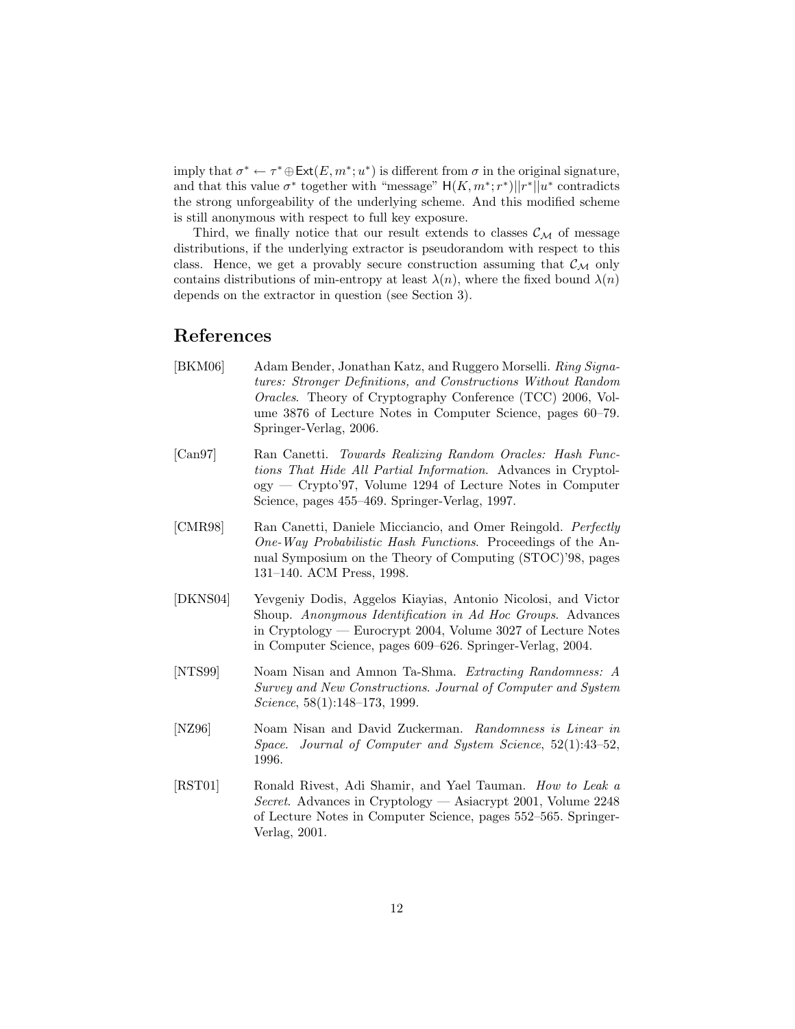imply that $\sigma^* \leftarrow \tau^* \oplus \mathsf{Ext}(E, m^*; u^*)$ is different from $\sigma$ in the original signature, and that this value $\sigma^*$ together with "message" $\mathsf{H}(K, m^*; r^*)||r^*||u^*$ contradicts the strong unforgeability of the underlying scheme. And this modified scheme is still anonymous with respect to full key exposure.

Third, we finally notice that our result extends to classes $\mathcal{C}_{\mathcal{M}}$ of message distributions, if the underlying extractor is pseudorandom with respect to this class. Hence, we get a provably secure construction assuming that $\mathcal{C}_{\mathcal{M}}$ only contains distributions of min-entropy at least $\lambda(n)$, where the fixed bound $\lambda(n)$ depends on the extractor in question (see Section 3).

## References

[BKM06] Adam Bender, Jonathan Katz, and Ruggero Morselli. *Ring Signatures: Stronger Definitions, and Constructions Without Random Oracles*. Theory of Cryptography Conference (TCC) 2006, Volume 3876 of Lecture Notes in Computer Science, pages 60–79. Springer-Verlag, 2006.

[Can97] Ran Canetti. *Towards Realizing Random Oracles: Hash Functions That Hide All Partial Information*. Advances in Cryptology — Crypto'97, Volume 1294 of Lecture Notes in Computer Science, pages 455–469. Springer-Verlag, 1997.

[CMR98] Ran Canetti, Daniele Micciancio, and Omer Reingold. *Perfectly One-Way Probabilistic Hash Functions*. Proceedings of the Annual Symposium on the Theory of Computing (STOC)'98, pages 131–140. ACM Press, 1998.

[DKNS04] Yevgeniy Dodis, Aggelos Kiayias, Antonio Nicolosi, and Victor Shoup. *Anonymous Identification in Ad Hoc Groups*. Advances in Cryptology — Eurocrypt 2004, Volume 3027 of Lecture Notes in Computer Science, pages 609–626. Springer-Verlag, 2004.

[NTS99] Noam Nisan and Amnon Ta-Shma. *Extracting Randomness: A Survey and New Constructions*. *Journal of Computer and System Science*, 58(1):148–173, 1999.

[NZ96] Noam Nisan and David Zuckerman. *Randomness is Linear in Space*. *Journal of Computer and System Science*, 52(1):43–52, 1996.

[RST01] Ronald Rivest, Adi Shamir, and Yael Tauman. *How to Leak a Secret*. Advances in Cryptology — Asiacrypt 2001, Volume 2248 of Lecture Notes in Computer Science, pages 552–565. Springer-Verlag, 2001.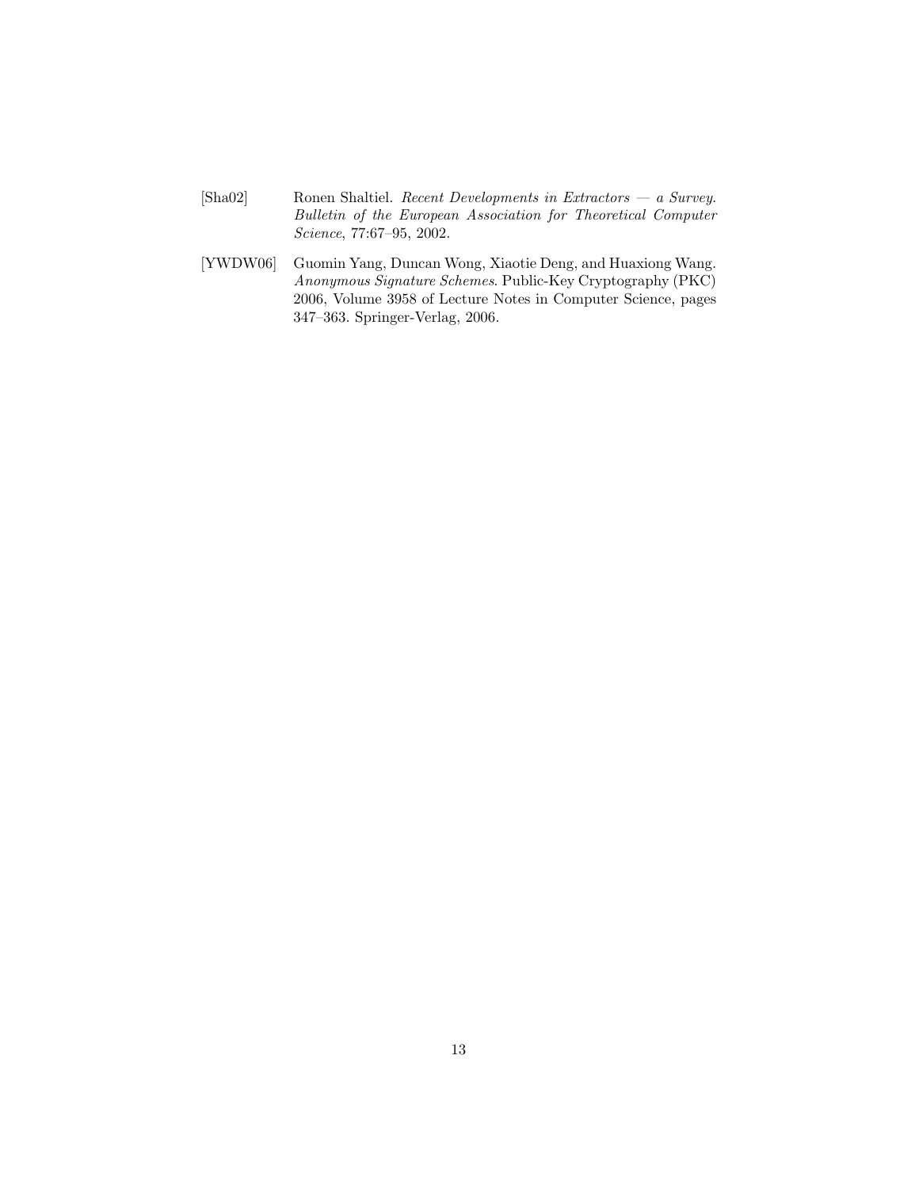[Sha02] Ronen Shaltiel. *Recent Developments in Extractors — a Survey*. *Bulletin of the European Association for Theoretical Computer Science*, 77:67–95, 2002.

[YWDW06] Guomin Yang, Duncan Wong, Xiaotie Deng, and Huaxiong Wang. *Anonymous Signature Schemes*. Public-Key Cryptography (PKC) 2006, Volume 3958 of Lecture Notes in Computer Science, pages 347–363. Springer-Verlag, 2006.